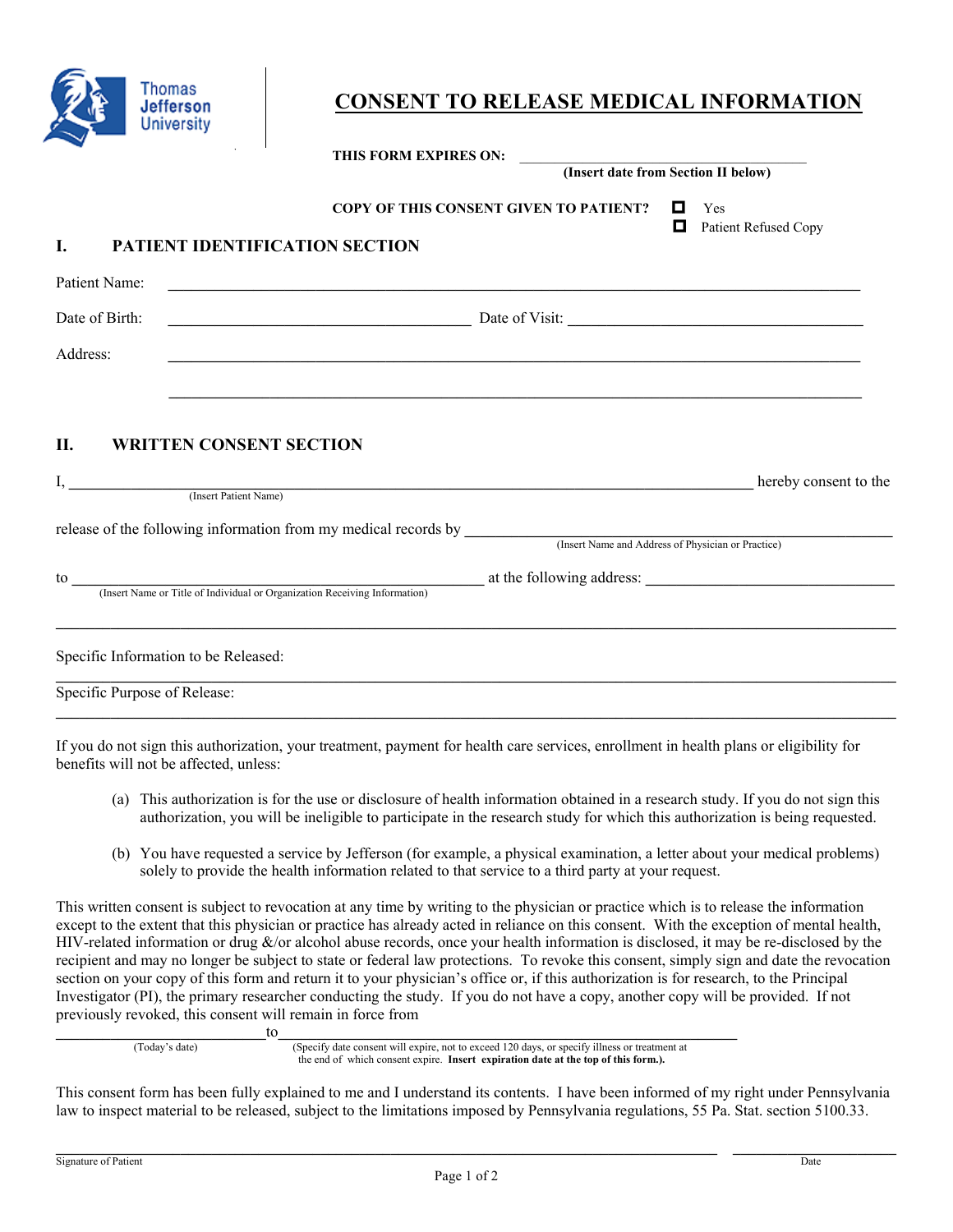Thomas Jefferson University

# CONSENT TO RELEASE MEDICAL INFORMATION

**THIS FORM EXPIRES ON:** ______________________________________
**(Insert date from Section II below)**

**COPY OF THIS CONSENT GIVEN TO PATIENT?** ☐ Yes ☐ Patient Refused Copy

## I. PATIENT IDENTIFICATION SECTION

Patient Name: ______________________________________________________________

Date of Birth: ______________________________ Date of Visit: ______________________________

Address: ______________________________________________________________

______________________________________________________________

## II. WRITTEN CONSENT SECTION

I, ______________________________________________________________ hereby consent to the
(Insert Patient Name)

release of the following information from my medical records by ______________________________________________
(Insert Name and Address of Physician or Practice)

to ______________________________________________ at the following address: ______________________________
(Insert Name or Title of Individual or Organization Receiving Information)

______________________________________________________________

Specific Information to be Released:

______________________________________________________________

Specific Purpose of Release:

______________________________________________________________

If you do not sign this authorization, your treatment, payment for health care services, enrollment in health plans or eligibility for benefits will not be affected, unless:

(a) This authorization is for the use or disclosure of health information obtained in a research study. If you do not sign this authorization, you will be ineligible to participate in the research study for which this authorization is being requested.

(b) You have requested a service by Jefferson (for example, a physical examination, a letter about your medical problems) solely to provide the health information related to that service to a third party at your request.

This written consent is subject to revocation at any time by writing to the physician or practice which is to release the information except to the extent that this physician or practice has already acted in reliance on this consent. With the exception of mental health, HIV-related information or drug &/or alcohol abuse records, once your health information is disclosed, it may be re-disclosed by the recipient and may no longer be subject to state or federal law protections. To revoke this consent, simply sign and date the revocation section on your copy of this form and return it to your physician's office or, if this authorization is for research, to the Principal Investigator (PI), the primary researcher conducting the study. If you do not have a copy, another copy will be provided. If not previously revoked, this consent will remain in force from

______________________________ to ______________________________________________
(Today's date) (Specify date consent will expire, not to exceed 120 days, or specify illness or treatment at the end of which consent expire. **Insert expiration date at the top of this form.**)

This consent form has been fully explained to me and I understand its contents. I have been informed of my right under Pennsylvania law to inspect material to be released, subject to the limitations imposed by Pennsylvania regulations, 55 Pa. Stat. section 5100.33.

______________________________________________________________ ______________________
Signature of Patient Date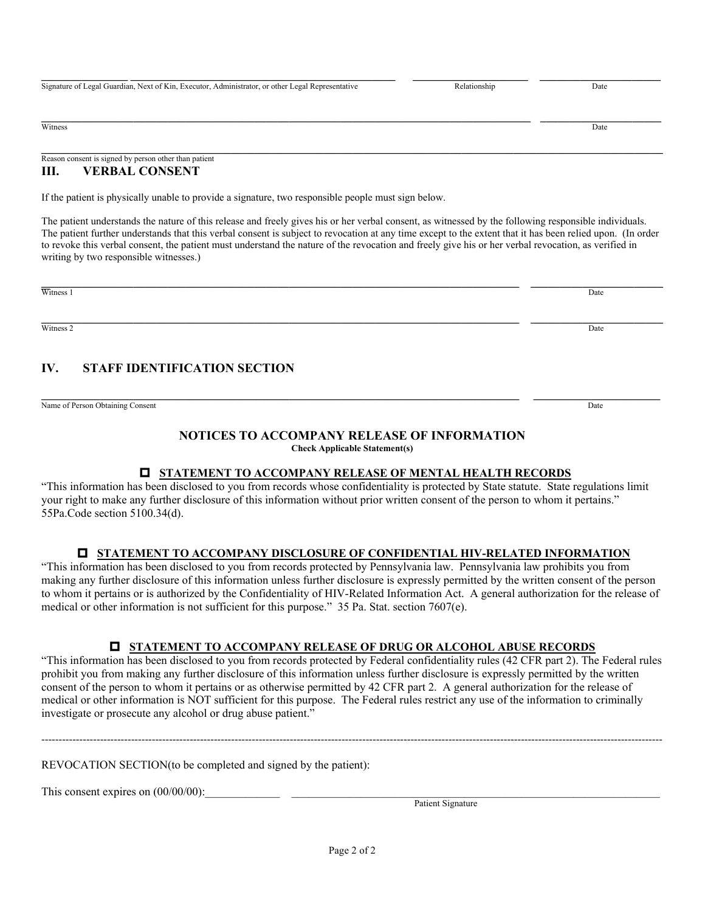\_\_\_\_\_\_\_\_\_\_\_\_\_\_\_\_\_\_\_\_\_\_\_\_\_\_\_\_\_\_\_\_\_\_\_\_\_\_\_\_\_\_\_\_\_\_\_\_\_\_\_\_\_\_\_\_\_\_\_\_\_\_ \_\_\_\_\_\_\_\_\_\_\_\_\_\_\_\_\_\_\_\_ \_\_\_\_\_\_\_\_\_\_\_\_\_\_\_\_\_\_\_\_

Signature of Legal Guardian, Next of Kin, Executor, Administrator, or other Legal Representative — Relationship — Date

\_\_\_\_\_\_\_\_\_\_\_\_\_\_\_\_\_\_\_\_\_\_\_\_\_\_\_\_\_\_\_\_\_\_\_\_\_\_\_\_\_\_\_\_\_\_\_\_\_\_\_\_\_\_\_\_\_\_\_\_\_\_\_\_\_\_\_\_\_\_\_\_\_\_\_\_\_\_\_\_ \_\_\_\_\_\_\_\_\_\_\_\_\_\_\_\_\_\_\_\_

Witness — Date

\_\_\_\_\_\_\_\_\_\_\_\_\_\_\_\_\_\_\_\_\_\_\_\_\_\_\_\_\_\_\_\_\_\_\_\_\_\_\_\_\_\_\_\_\_\_\_\_\_\_\_\_\_\_\_\_\_\_\_\_\_\_\_\_\_\_\_\_\_\_\_\_\_\_\_\_\_\_\_\_\_\_\_\_\_\_\_\_\_\_\_\_\_\_\_\_\_\_\_\_

Reason consent is signed by person other than patient

## III. VERBAL CONSENT

If the patient is physically unable to provide a signature, two responsible people must sign below.

The patient understands the nature of this release and freely gives his or her verbal consent, as witnessed by the following responsible individuals. The patient further understands that this verbal consent is subject to revocation at any time except to the extent that it has been relied upon. (In order to revoke this verbal consent, the patient must understand the nature of the revocation and freely give his or her verbal revocation, as verified in writing by two responsible witnesses.)

\_\_\_\_\_\_\_\_\_\_\_\_\_\_\_\_\_\_\_\_\_\_\_\_\_\_\_\_\_\_\_\_\_\_\_\_\_\_\_\_\_\_\_\_\_\_\_\_\_\_\_\_\_\_\_\_\_\_\_\_\_\_\_\_\_\_\_\_\_\_\_\_\_\_\_\_\_\_\_\_ \_\_\_\_\_\_\_\_\_\_\_\_\_\_\_\_\_\_\_\_

Witness 1 — Date

\_\_\_\_\_\_\_\_\_\_\_\_\_\_\_\_\_\_\_\_\_\_\_\_\_\_\_\_\_\_\_\_\_\_\_\_\_\_\_\_\_\_\_\_\_\_\_\_\_\_\_\_\_\_\_\_\_\_\_\_\_\_\_\_\_\_\_\_\_\_\_\_\_\_\_\_\_\_\_\_ \_\_\_\_\_\_\_\_\_\_\_\_\_\_\_\_\_\_\_\_

Witness 2 — Date

## IV. STAFF IDENTIFICATION SECTION

\_\_\_\_\_\_\_\_\_\_\_\_\_\_\_\_\_\_\_\_\_\_\_\_\_\_\_\_\_\_\_\_\_\_\_\_\_\_\_\_\_\_\_\_\_\_\_\_\_\_\_\_\_\_\_\_\_\_\_\_\_\_\_\_\_\_\_\_\_\_\_\_\_\_\_\_\_\_\_\_ \_\_\_\_\_\_\_\_\_\_\_\_\_\_\_\_\_\_\_\_

Name of Person Obtaining Consent — Date

## NOTICES TO ACCOMPANY RELEASE OF INFORMATION

**Check Applicable Statement(s)**

### ☐ STATEMENT TO ACCOMPANY RELEASE OF MENTAL HEALTH RECORDS

"This information has been disclosed to you from records whose confidentiality is protected by State statute. State regulations limit your right to make any further disclosure of this information without prior written consent of the person to whom it pertains." 55Pa.Code section 5100.34(d).

### ☐ STATEMENT TO ACCOMPANY DISCLOSURE OF CONFIDENTIAL HIV-RELATED INFORMATION

"This information has been disclosed to you from records protected by Pennsylvania law. Pennsylvania law prohibits you from making any further disclosure of this information unless further disclosure is expressly permitted by the written consent of the person to whom it pertains or is authorized by the Confidentiality of HIV-Related Information Act. A general authorization for the release of medical or other information is not sufficient for this purpose." 35 Pa. Stat. section 7607(e).

### ☐ STATEMENT TO ACCOMPANY RELEASE OF DRUG OR ALCOHOL ABUSE RECORDS

"This information has been disclosed to you from records protected by Federal confidentiality rules (42 CFR part 2). The Federal rules prohibit you from making any further disclosure of this information unless further disclosure is expressly permitted by the written consent of the person to whom it pertains or as otherwise permitted by 42 CFR part 2. A general authorization for the release of medical or other information is NOT sufficient for this purpose. The Federal rules restrict any use of the information to criminally investigate or prosecute any alcohol or drug abuse patient."

---

REVOCATION SECTION(to be completed and signed by the patient):

This consent expires on (00/00/00):\_\_\_\_\_\_\_\_\_\_\_\_\_ \_\_\_\_\_\_\_\_\_\_\_\_\_\_\_\_\_\_\_\_\_\_\_\_\_\_\_\_\_\_\_\_\_\_\_\_\_\_\_\_\_\_\_\_\_\_\_\_\_\_\_\_\_\_\_\_\_\_\_\_\_\_\_\_\_\_\_\_

Patient Signature